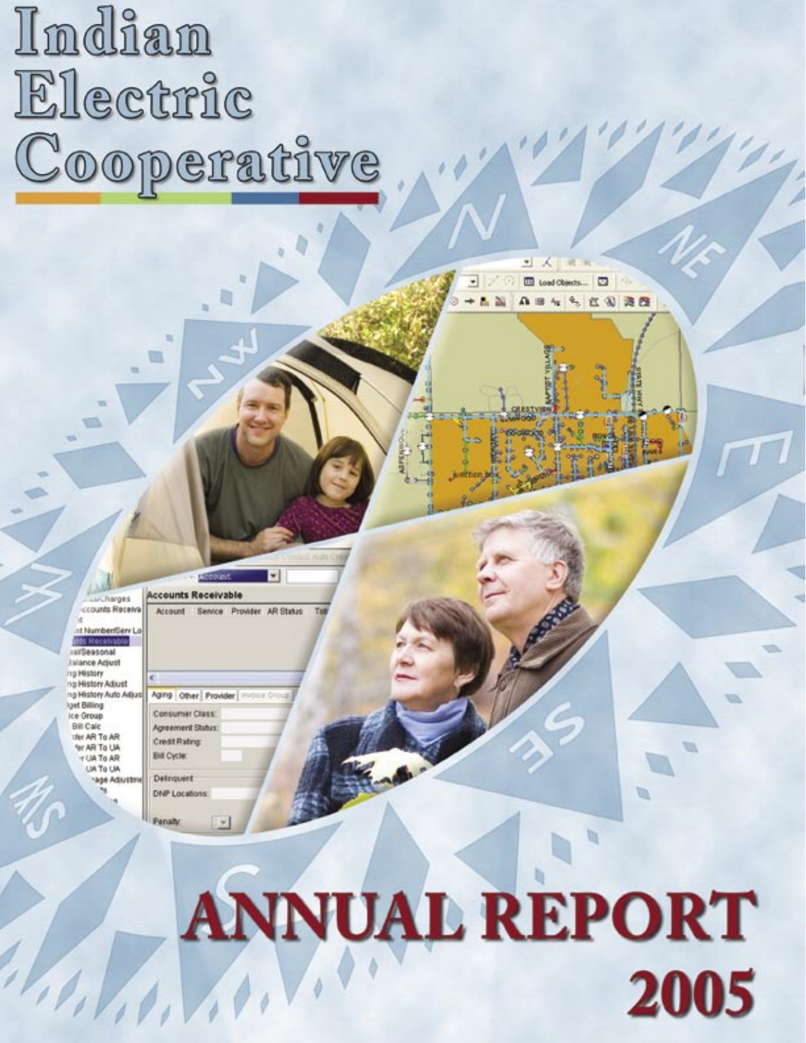# Indian Electric Cooperative

# ANNUAL REPORT 2005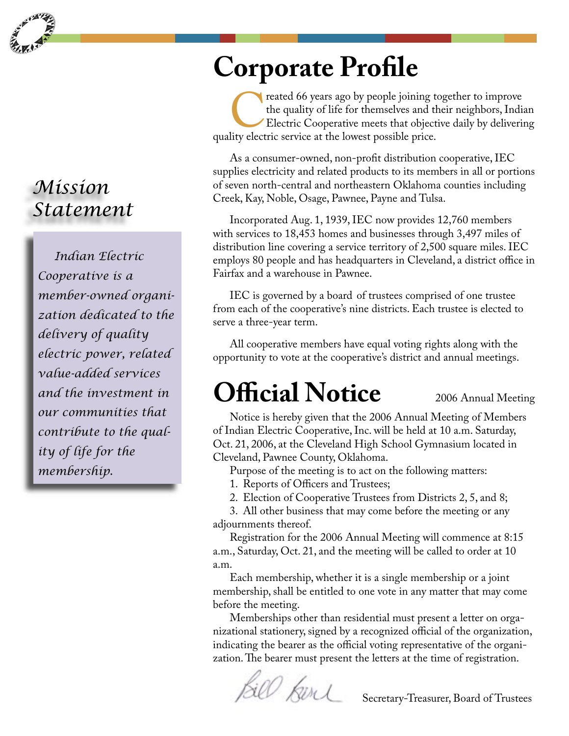## Mission Statement

*Indian Electric Cooperative is a member-owned organization dedicated to the delivery of quality electric power, related value-added services and the investment in our communities that contribute to the quality of life for the membership.*

# Corporate Profile

Created 66 years ago by people joining together to improve the quality of life for themselves and their neighbors, Indian Electric Cooperative meets that objective daily by delivering quality electric service at the lowest possible price.

As a consumer-owned, non-profit distribution cooperative, IEC supplies electricity and related products to its members in all or portions of seven north-central and northeastern Oklahoma counties including Creek, Kay, Noble, Osage, Pawnee, Payne and Tulsa.

Incorporated Aug. 1, 1939, IEC now provides 12,760 members with services to 18,453 homes and businesses through 3,497 miles of distribution line covering a service territory of 2,500 square miles. IEC employs 80 people and has headquarters in Cleveland, a district office in Fairfax and a warehouse in Pawnee.

IEC is governed by a board of trustees comprised of one trustee from each of the cooperative's nine districts. Each trustee is elected to serve a three-year term.

All cooperative members have equal voting rights along with the opportunity to vote at the cooperative's district and annual meetings.

# Official Notice

2006 Annual Meeting

Notice is hereby given that the 2006 Annual Meeting of Members of Indian Electric Cooperative, Inc. will be held at 10 a.m. Saturday, Oct. 21, 2006, at the Cleveland High School Gymnasium located in Cleveland, Pawnee County, Oklahoma.

Purpose of the meeting is to act on the following matters:

1. Reports of Officers and Trustees;
2. Election of Cooperative Trustees from Districts 2, 5, and 8;
3. All other business that may come before the meeting or any adjournments thereof.

Registration for the 2006 Annual Meeting will commence at 8:15 a.m., Saturday, Oct. 21, and the meeting will be called to order at 10 a.m.

Each membership, whether it is a single membership or a joint membership, shall be entitled to one vote in any matter that may come before the meeting.

Memberships other than residential must present a letter on organizational stationery, signed by a recognized official of the organization, indicating the bearer as the official voting representative of the organization. The bearer must present the letters at the time of registration.

Bill Burd
Secretary-Treasurer, Board of Trustees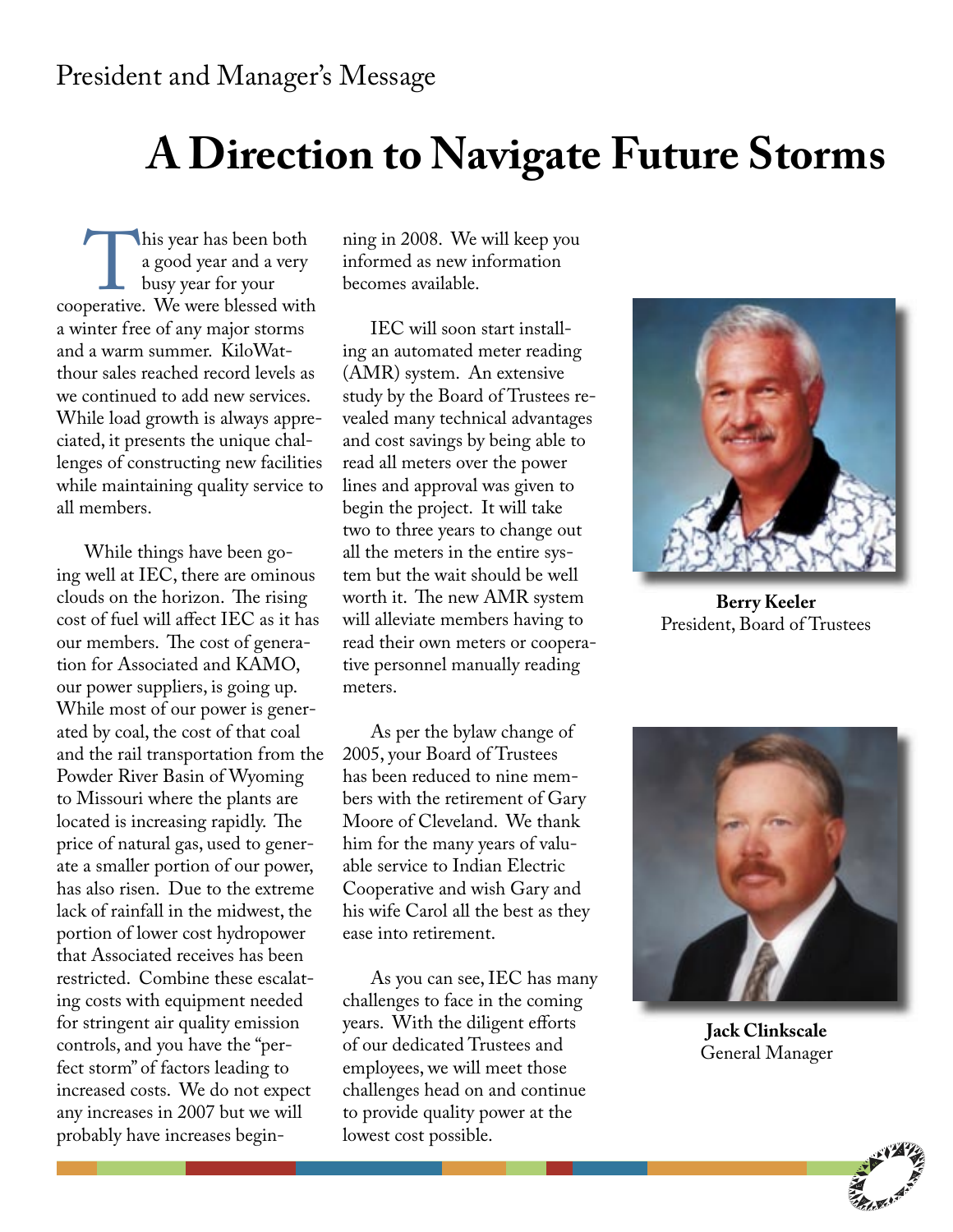President and Manager's Message

# A Direction to Navigate Future Storms

This year has been both a good year and a very busy year for your cooperative. We were blessed with a winter free of any major storms and a warm summer. KiloWatthour sales reached record levels as we continued to add new services. While load growth is always appreciated, it presents the unique challenges of constructing new facilities while maintaining quality service to all members.

While things have been going well at IEC, there are ominous clouds on the horizon. The rising cost of fuel will affect IEC as it has our members. The cost of generation for Associated and KAMO, our power suppliers, is going up. While most of our power is generated by coal, the cost of that coal and the rail transportation from the Powder River Basin of Wyoming to Missouri where the plants are located is increasing rapidly. The price of natural gas, used to generate a smaller portion of our power, has also risen. Due to the extreme lack of rainfall in the midwest, the portion of lower cost hydropower that Associated receives has been restricted. Combine these escalating costs with equipment needed for stringent air quality emission controls, and you have the "perfect storm" of factors leading to increased costs. We do not expect any increases in 2007 but we will probably have increases beginning in 2008. We will keep you informed as new information becomes available.

IEC will soon start installing an automated meter reading (AMR) system. An extensive study by the Board of Trustees revealed many technical advantages and cost savings by being able to read all meters over the power lines and approval was given to begin the project. It will take two to three years to change out all the meters in the entire system but the wait should be well worth it. The new AMR system will alleviate members having to read their own meters or cooperative personnel manually reading meters.

As per the bylaw change of 2005, your Board of Trustees has been reduced to nine members with the retirement of Gary Moore of Cleveland. We thank him for the many years of valuable service to Indian Electric Cooperative and wish Gary and his wife Carol all the best as they ease into retirement.

As you can see, IEC has many challenges to face in the coming years. With the diligent efforts of our dedicated Trustees and employees, we will meet those challenges head on and continue to provide quality power at the lowest cost possible.

**Berry Keeler**
President, Board of Trustees

**Jack Clinkscale**
General Manager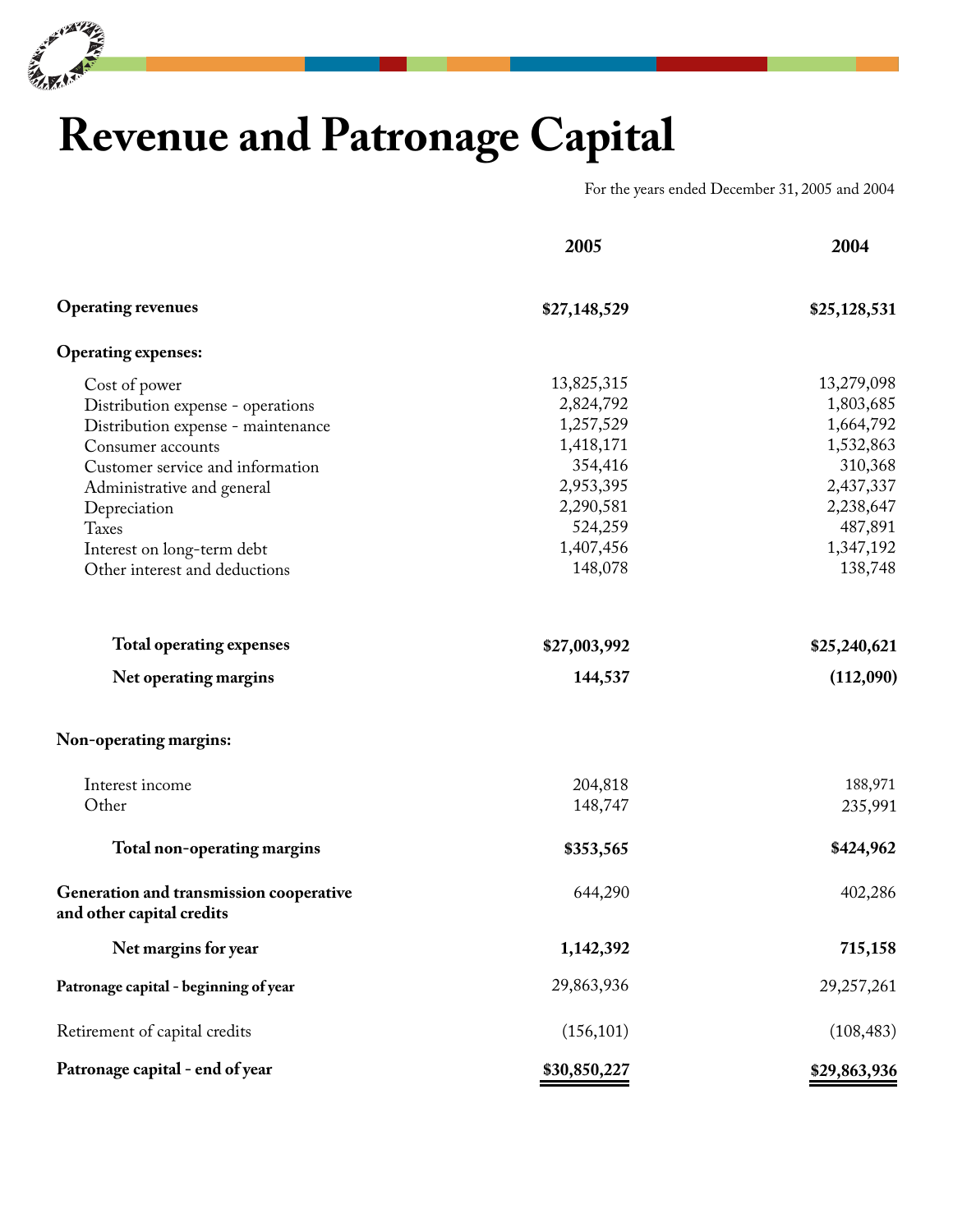# Revenue and Patronage Capital

For the years ended December 31, 2005 and 2004

| | 2005 | 2004 |
|---|---|---|
| **Operating revenues** | **$27,148,529** | **$25,128,531** |
| **Operating expenses:** | | |
| Cost of power | 13,825,315 | 13,279,098 |
| Distribution expense - operations | 2,824,792 | 1,803,685 |
| Distribution expense - maintenance | 1,257,529 | 1,664,792 |
| Consumer accounts | 1,418,171 | 1,532,863 |
| Customer service and information | 354,416 | 310,368 |
| Administrative and general | 2,953,395 | 2,437,337 |
| Depreciation | 2,290,581 | 2,238,647 |
| Taxes | 524,259 | 487,891 |
| Interest on long-term debt | 1,407,456 | 1,347,192 |
| Other interest and deductions | 148,078 | 138,748 |
| **Total operating expenses** | **$27,003,992** | **$25,240,621** |
| **Net operating margins** | **144,537** | **(112,090)** |
| **Non-operating margins:** | | |
| Interest income | 204,818 | 188,971 |
| Other | 148,747 | 235,991 |
| **Total non-operating margins** | **$353,565** | **$424,962** |
| **Generation and transmission cooperative and other capital credits** | 644,290 | 402,286 |
| **Net margins for year** | **1,142,392** | **715,158** |
| **Patronage capital - beginning of year** | 29,863,936 | 29,257,261 |
| Retirement of capital credits | (156,101) | (108,483) |
| **Patronage capital - end of year** | **$30,850,227** | **$29,863,936** |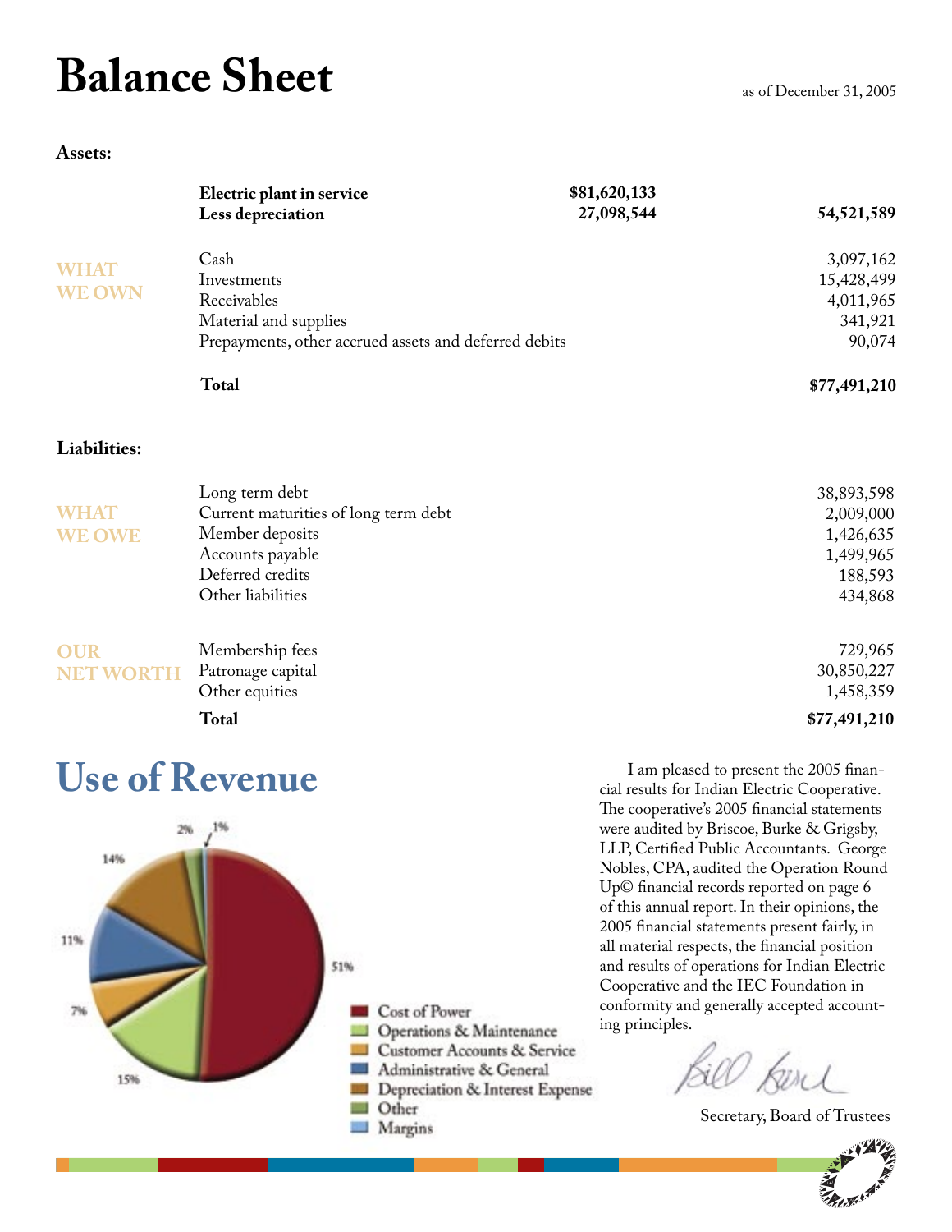# Balance Sheet

as of December 31, 2005

**Assets:**

| | | | |
|---|---|---|---|
| | **Electric plant in service** | **$81,620,133** | |
| | **Less depreciation** | **27,098,544** | **54,521,589** |
| WHAT WE OWN | Cash | | 3,097,162 |
| | Investments | | 15,428,499 |
| | Receivables | | 4,011,965 |
| | Material and supplies | | 341,921 |
| | Prepayments, other accrued assets and deferred debits | | 90,074 |
| | **Total** | | **$77,491,210** |

**Liabilities:**

| | | |
|---|---|---|
| WHAT WE OWE | Long term debt | 38,893,598 |
| | Current maturities of long term debt | 2,009,000 |
| | Member deposits | 1,426,635 |
| | Accounts payable | 1,499,965 |
| | Deferred credits | 188,593 |
| | Other liabilities | 434,868 |
| OUR NET WORTH | Membership fees | 729,965 |
| | Patronage capital | 30,850,227 |
| | Other equities | 1,458,359 |
| | **Total** | **$77,491,210** |

# Use of Revenue

| Category | Percent |
|---|---|
| Cost of Power | 51% |
| Operations & Maintenance | 15% |
| Customer Accounts & Service | 7% |
| Administrative & General | 11% |
| Depreciation & Interest Expense | 14% |
| Other | 2% |
| Margins | 1% |

I am pleased to present the 2005 financial results for Indian Electric Cooperative. The cooperative's 2005 financial statements were audited by Briscoe, Burke & Grigsby, LLP, Certified Public Accountants. George Nobles, CPA, audited the Operation Round Up© financial records reported on page 6 of this annual report. In their opinions, the 2005 financial statements present fairly, in all material respects, the financial position and results of operations for Indian Electric Cooperative and the IEC Foundation in conformity and generally accepted accounting principles.

Secretary, Board of Trustees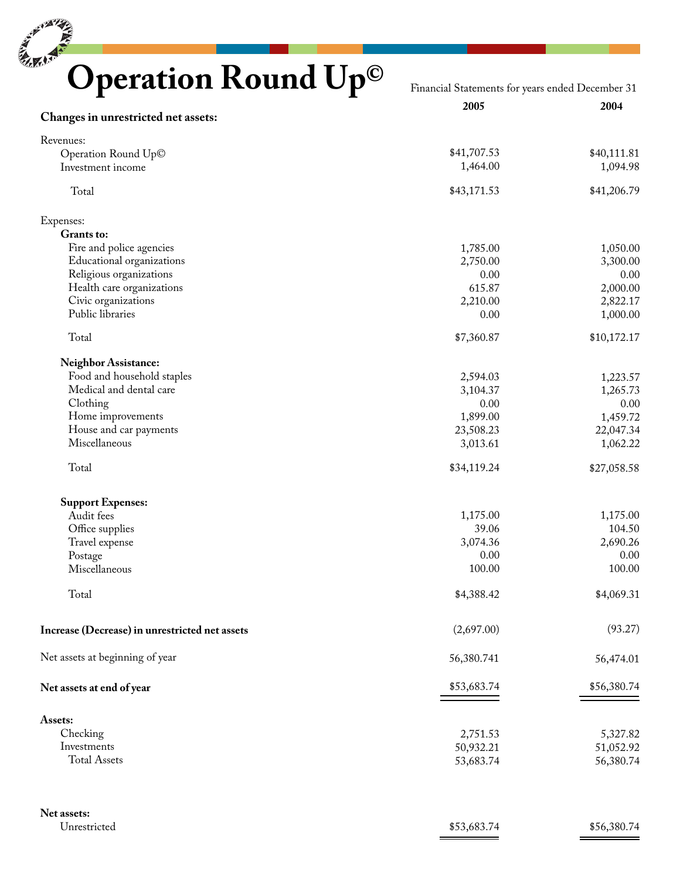# Operation Round Up©

Financial Statements for years ended December 31

| Changes in unrestricted net assets: | 2005 | 2004 |
|---|---|---|
| Revenues: | | |
| Operation Round Up© | $41,707.53 | $40,111.81 |
| Investment income | 1,464.00 | 1,094.98 |
| Total | $43,171.53 | $41,206.79 |
| Expenses: | | |
| **Grants to:** | | |
| Fire and police agencies | 1,785.00 | 1,050.00 |
| Educational organizations | 2,750.00 | 3,300.00 |
| Religious organizations | 0.00 | 0.00 |
| Health care organizations | 615.87 | 2,000.00 |
| Civic organizations | 2,210.00 | 2,822.17 |
| Public libraries | 0.00 | 1,000.00 |
| Total | $7,360.87 | $10,172.17 |
| **Neighbor Assistance:** | | |
| Food and household staples | 2,594.03 | 1,223.57 |
| Medical and dental care | 3,104.37 | 1,265.73 |
| Clothing | 0.00 | 0.00 |
| Home improvements | 1,899.00 | 1,459.72 |
| House and car payments | 23,508.23 | 22,047.34 |
| Miscellaneous | 3,013.61 | 1,062.22 |
| Total | $34,119.24 | $27,058.58 |
| **Support Expenses:** | | |
| Audit fees | 1,175.00 | 1,175.00 |
| Office supplies | 39.06 | 104.50 |
| Travel expense | 3,074.36 | 2,690.26 |
| Postage | 0.00 | 0.00 |
| Miscellaneous | 100.00 | 100.00 |
| Total | $4,388.42 | $4,069.31 |
| **Increase (Decrease) in unrestricted net assets** | (2,697.00) | (93.27) |
| Net assets at beginning of year | 56,380.741 | 56,474.01 |
| **Net assets at end of year** | $53,683.74 | $56,380.74 |
| **Assets:** | | |
| Checking | 2,751.53 | 5,327.82 |
| Investments | 50,932.21 | 51,052.92 |
| Total Assets | 53,683.74 | 56,380.74 |
| **Net assets:** | | |
| Unrestricted | $53,683.74 | $56,380.74 |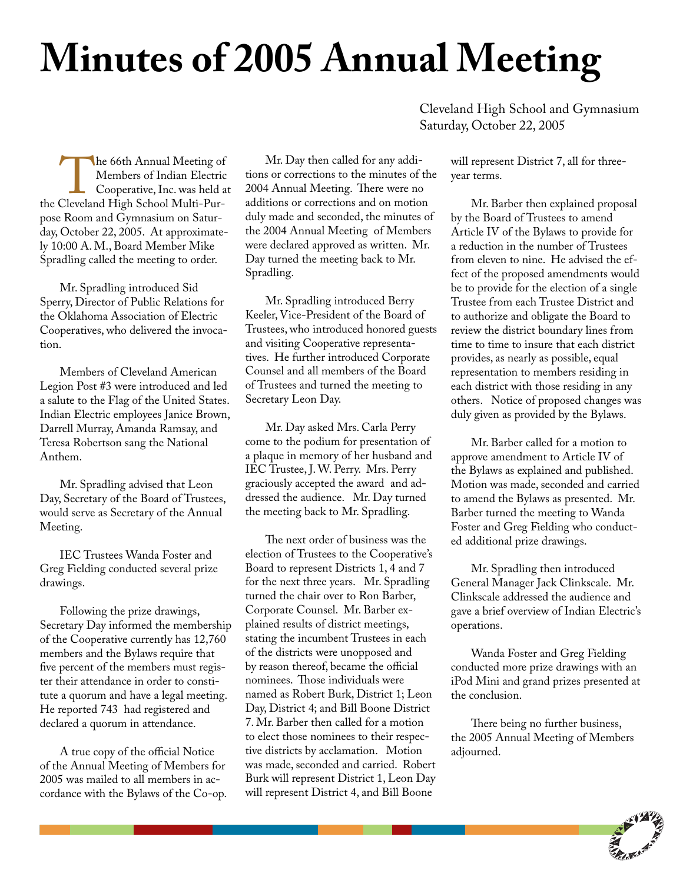# Minutes of 2005 Annual Meeting

Cleveland High School and Gymnasium
Saturday, October 22, 2005

The 66th Annual Meeting of Members of Indian Electric Cooperative, Inc. was held at the Cleveland High School Multi-Purpose Room and Gymnasium on Saturday, October 22, 2005. At approximately 10:00 A. M., Board Member Mike Spradling called the meeting to order.

Mr. Spradling introduced Sid Sperry, Director of Public Relations for the Oklahoma Association of Electric Cooperatives, who delivered the invocation.

Members of Cleveland American Legion Post #3 were introduced and led a salute to the Flag of the United States. Indian Electric employees Janice Brown, Darrell Murray, Amanda Ramsay, and Teresa Robertson sang the National Anthem.

Mr. Spradling advised that Leon Day, Secretary of the Board of Trustees, would serve as Secretary of the Annual Meeting.

IEC Trustees Wanda Foster and Greg Fielding conducted several prize drawings.

Following the prize drawings, Secretary Day informed the membership of the Cooperative currently has 12,760 members and the Bylaws require that five percent of the members must register their attendance in order to constitute a quorum and have a legal meeting. He reported 743 had registered and declared a quorum in attendance.

A true copy of the official Notice of the Annual Meeting of Members for 2005 was mailed to all members in accordance with the Bylaws of the Co-op.

Mr. Day then called for any additions or corrections to the minutes of the 2004 Annual Meeting. There were no additions or corrections and on motion duly made and seconded, the minutes of the 2004 Annual Meeting of Members were declared approved as written. Mr. Day turned the meeting back to Mr. Spradling.

Mr. Spradling introduced Berry Keeler, Vice-President of the Board of Trustees, who introduced honored guests and visiting Cooperative representatives. He further introduced Corporate Counsel and all members of the Board of Trustees and turned the meeting to Secretary Leon Day.

Mr. Day asked Mrs. Carla Perry come to the podium for presentation of a plaque in memory of her husband and IEC Trustee, J. W. Perry. Mrs. Perry graciously accepted the award and addressed the audience. Mr. Day turned the meeting back to Mr. Spradling.

The next order of business was the election of Trustees to the Cooperative's Board to represent Districts 1, 4 and 7 for the next three years. Mr. Spradling turned the chair over to Ron Barber, Corporate Counsel. Mr. Barber explained results of district meetings, stating the incumbent Trustees in each of the districts were unopposed and by reason thereof, became the official nominees. Those individuals were named as Robert Burk, District 1; Leon Day, District 4; and Bill Boone District 7. Mr. Barber then called for a motion to elect those nominees to their respective districts by acclamation. Motion was made, seconded and carried. Robert Burk will represent District 1, Leon Day will represent District 4, and Bill Boone will represent District 7, all for three-year terms.

Mr. Barber then explained proposal by the Board of Trustees to amend Article IV of the Bylaws to provide for a reduction in the number of Trustees from eleven to nine. He advised the effect of the proposed amendments would be to provide for the election of a single Trustee from each Trustee District and to authorize and obligate the Board to review the district boundary lines from time to time to insure that each district provides, as nearly as possible, equal representation to members residing in each district with those residing in any others. Notice of proposed changes was duly given as provided by the Bylaws.

Mr. Barber called for a motion to approve amendment to Article IV of the Bylaws as explained and published. Motion was made, seconded and carried to amend the Bylaws as presented. Mr. Barber turned the meeting to Wanda Foster and Greg Fielding who conducted additional prize drawings.

Mr. Spradling then introduced General Manager Jack Clinkscale. Mr. Clinkscale addressed the audience and gave a brief overview of Indian Electric's operations.

Wanda Foster and Greg Fielding conducted more prize drawings with an iPod Mini and grand prizes presented at the conclusion.

There being no further business, the 2005 Annual Meeting of Members adjourned.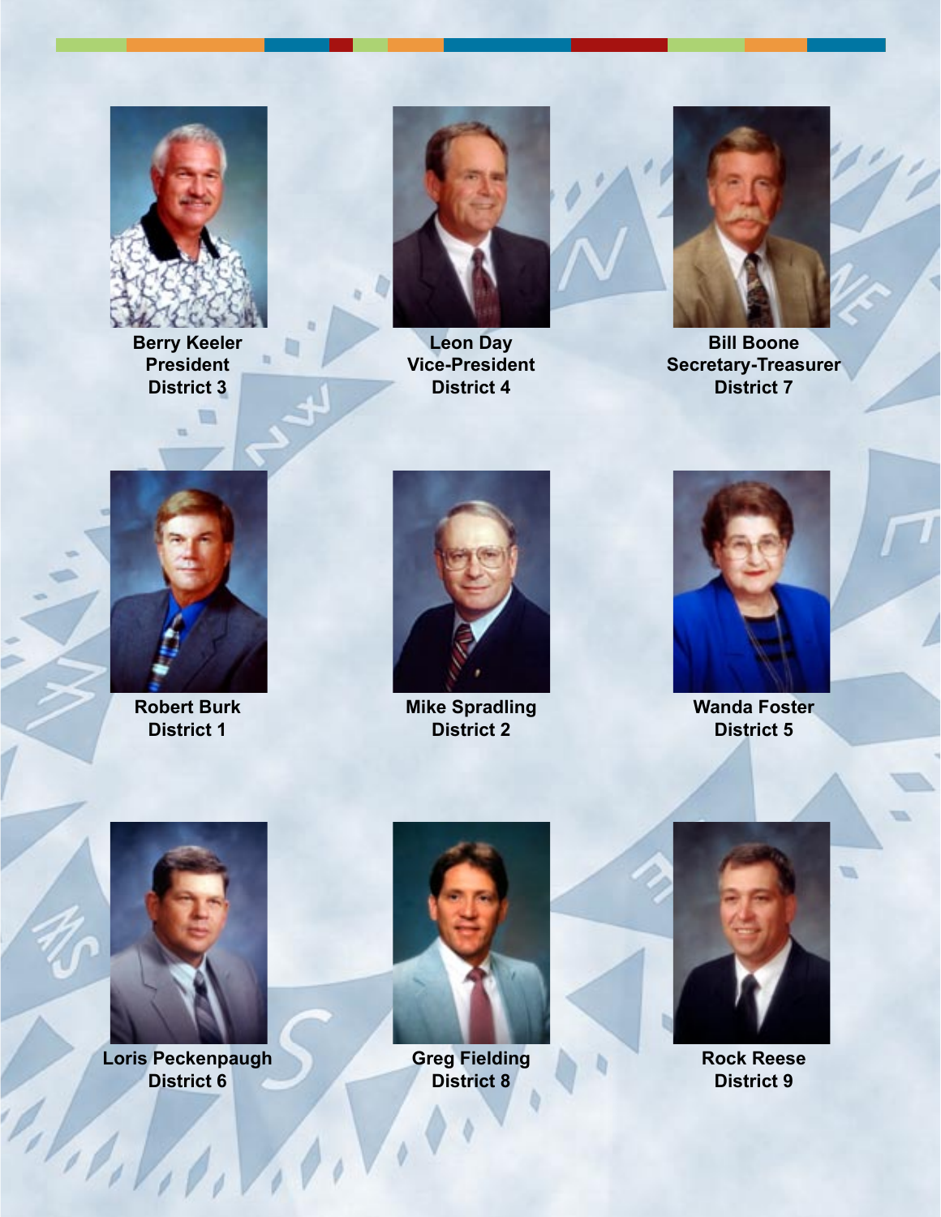**Berry Keeler**
**President**
**District 3**

**Leon Day**
**Vice-President**
**District 4**

**Bill Boone**
**Secretary-Treasurer**
**District 7**

**Robert Burk**
**District 1**

**Mike Spradling**
**District 2**

**Wanda Foster**
**District 5**

**Loris Peckenpaugh**
**District 6**

**Greg Fielding**
**District 8**

**Rock Reese**
**District 9**